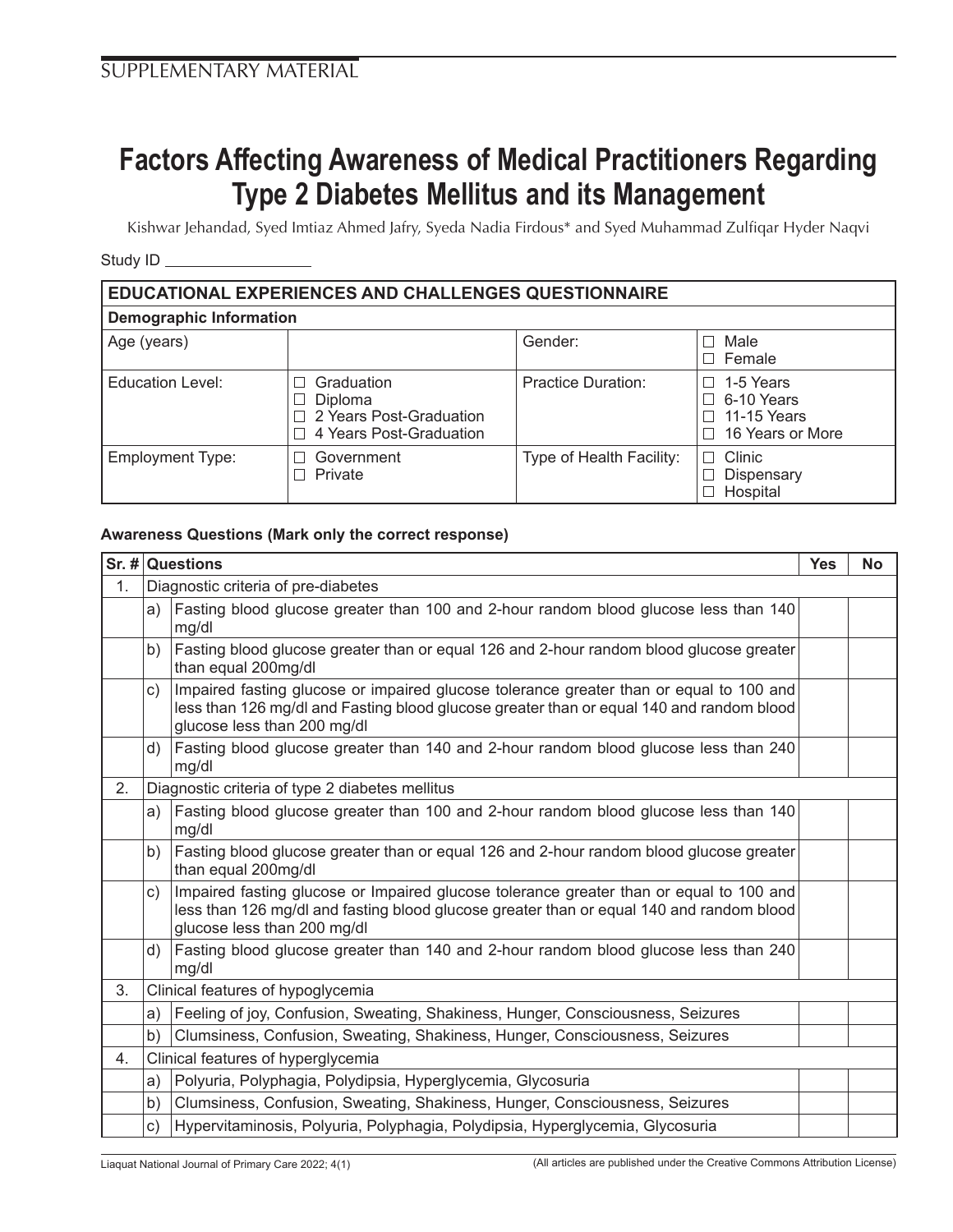SUPPLEMENTARY MATERIAL

# Factors Affecting Awareness of Medical Practitioners Regarding Type 2 Diabetes Mellitus and its Management

Kishwar Jehandad, Syed Imtiaz Ahmed Jafry, Syeda Nadia Firdous* and Syed Muhammad Zulfiqar Hyder Naqvi

Study ID ________________

| **EDUCATIONAL EXPERIENCES AND CHALLENGES QUESTIONNAIRE** | | | |
|---|---|---|---|
| **Demographic Information** | | | |
| Age (years) | | Gender: | ☐ Male<br>☐ Female |
| Education Level: | ☐ Graduation<br>☐ Diploma<br>☐ 2 Years Post-Graduation<br>☐ 4 Years Post-Graduation | Practice Duration: | ☐ 1-5 Years<br>☐ 6-10 Years<br>☐ 11-15 Years<br>☐ 16 Years or More |
| Employment Type: | ☐ Government<br>☐ Private | Type of Health Facility: | ☐ Clinic<br>☐ Dispensary<br>☐ Hospital |

**Awareness Questions (Mark only the correct response)**

| Sr. # | | Questions | Yes | No |
|---|---|---|---|---|
| 1. | | Diagnostic criteria of pre-diabetes | | |
| | a) | Fasting blood glucose greater than 100 and 2-hour random blood glucose less than 140 mg/dl | | |
| | b) | Fasting blood glucose greater than or equal 126 and 2-hour random blood glucose greater than equal 200mg/dl | | |
| | c) | Impaired fasting glucose or impaired glucose tolerance greater than or equal to 100 and less than 126 mg/dl and Fasting blood glucose greater than or equal 140 and random blood glucose less than 200 mg/dl | | |
| | d) | Fasting blood glucose greater than 140 and 2-hour random blood glucose less than 240 mg/dl | | |
| 2. | | Diagnostic criteria of type 2 diabetes mellitus | | |
| | a) | Fasting blood glucose greater than 100 and 2-hour random blood glucose less than 140 mg/dl | | |
| | b) | Fasting blood glucose greater than or equal 126 and 2-hour random blood glucose greater than equal 200mg/dl | | |
| | c) | Impaired fasting glucose or Impaired glucose tolerance greater than or equal to 100 and less than 126 mg/dl and fasting blood glucose greater than or equal 140 and random blood glucose less than 200 mg/dl | | |
| | d) | Fasting blood glucose greater than 140 and 2-hour random blood glucose less than 240 mg/dl | | |
| 3. | | Clinical features of hypoglycemia | | |
| | a) | Feeling of joy, Confusion, Sweating, Shakiness, Hunger, Consciousness, Seizures | | |
| | b) | Clumsiness, Confusion, Sweating, Shakiness, Hunger, Consciousness, Seizures | | |
| 4. | | Clinical features of hyperglycemia | | |
| | a) | Polyuria, Polyphagia, Polydipsia, Hyperglycemia, Glycosuria | | |
| | b) | Clumsiness, Confusion, Sweating, Shakiness, Hunger, Consciousness, Seizures | | |
| | c) | Hypervitaminosis, Polyuria, Polyphagia, Polydipsia, Hyperglycemia, Glycosuria | | |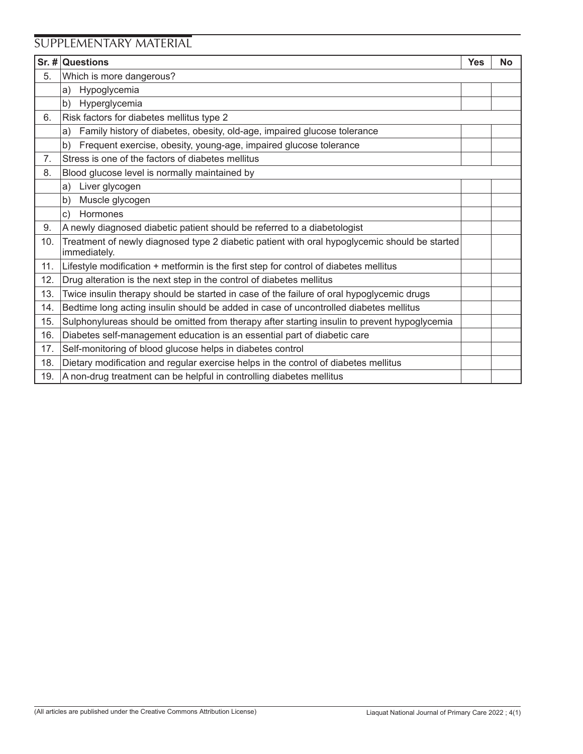## SUPPLEMENTARY MATERIAL

| Sr. # | Questions | Yes | No |
|---|---|---|---|
| 5. | Which is more dangerous? | | |
| | a) Hypoglycemia | | |
| | b) Hyperglycemia | | |
| 6. | Risk factors for diabetes mellitus type 2 | | |
| | a) Family history of diabetes, obesity, old-age, impaired glucose tolerance | | |
| | b) Frequent exercise, obesity, young-age, impaired glucose tolerance | | |
| 7. | Stress is one of the factors of diabetes mellitus | | |
| 8. | Blood glucose level is normally maintained by | | |
| | a) Liver glycogen | | |
| | b) Muscle glycogen | | |
| | c) Hormones | | |
| 9. | A newly diagnosed diabetic patient should be referred to a diabetologist | | |
| 10. | Treatment of newly diagnosed type 2 diabetic patient with oral hypoglycemic should be started immediately. | | |
| 11. | Lifestyle modification + metformin is the first step for control of diabetes mellitus | | |
| 12. | Drug alteration is the next step in the control of diabetes mellitus | | |
| 13. | Twice insulin therapy should be started in case of the failure of oral hypoglycemic drugs | | |
| 14. | Bedtime long acting insulin should be added in case of uncontrolled diabetes mellitus | | |
| 15. | Sulphonylureas should be omitted from therapy after starting insulin to prevent hypoglycemia | | |
| 16. | Diabetes self-management education is an essential part of diabetic care | | |
| 17. | Self-monitoring of blood glucose helps in diabetes control | | |
| 18. | Dietary modification and regular exercise helps in the control of diabetes mellitus | | |
| 19. | A non-drug treatment can be helpful in controlling diabetes mellitus | | |

(All articles are published under the Creative Commons Attribution License)